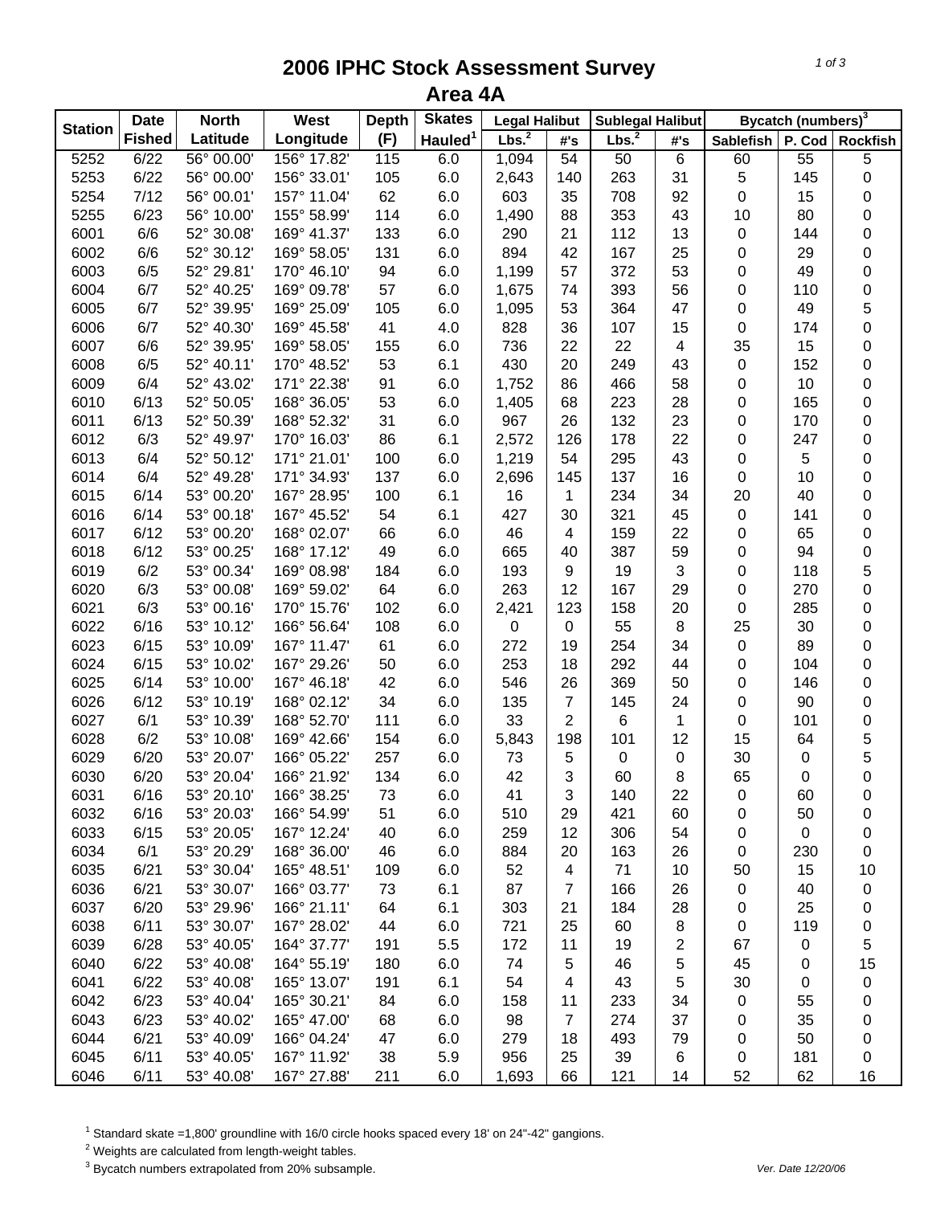# 2006 IPHC Stock Assessment Survey
## Area 4A

| Station | Date Fished | North Latitude | West Longitude | Depth (F) | Skates Hauled[1] | Legal Halibut | | Sublegal Halibut | | Bycatch (numbers)[3] | | |
|---|---|---|---|---|---|---|---|---|---|---|---|---|
| | | | | | | Lbs.[2] | #'s | Lbs.[2] | #'s | Sablefish | P. Cod | Rockfish |
| 5252 | 6/22 | 56° 00.00' | 156° 17.82' | 115 | 6.0 | 1,094 | 54 | 50 | 6 | 60 | 55 | 5 |
| 5253 | 6/22 | 56° 00.00' | 156° 33.01' | 105 | 6.0 | 2,643 | 140 | 263 | 31 | 5 | 145 | 0 |
| 5254 | 7/12 | 56° 00.01' | 157° 11.04' | 62 | 6.0 | 603 | 35 | 708 | 92 | 0 | 15 | 0 |
| 5255 | 6/23 | 56° 10.00' | 155° 58.99' | 114 | 6.0 | 1,490 | 88 | 353 | 43 | 10 | 80 | 0 |
| 6001 | 6/6 | 52° 30.08' | 169° 41.37' | 133 | 6.0 | 290 | 21 | 112 | 13 | 0 | 144 | 0 |
| 6002 | 6/6 | 52° 30.12' | 169° 58.05' | 131 | 6.0 | 894 | 42 | 167 | 25 | 0 | 29 | 0 |
| 6003 | 6/5 | 52° 29.81' | 170° 46.10' | 94 | 6.0 | 1,199 | 57 | 372 | 53 | 0 | 49 | 0 |
| 6004 | 6/7 | 52° 40.25' | 169° 09.78' | 57 | 6.0 | 1,675 | 74 | 393 | 56 | 0 | 110 | 0 |
| 6005 | 6/7 | 52° 39.95' | 169° 25.09' | 105 | 6.0 | 1,095 | 53 | 364 | 47 | 0 | 49 | 5 |
| 6006 | 6/7 | 52° 40.30' | 169° 45.58' | 41 | 4.0 | 828 | 36 | 107 | 15 | 0 | 174 | 0 |
| 6007 | 6/6 | 52° 39.95' | 169° 58.05' | 155 | 6.0 | 736 | 22 | 22 | 4 | 35 | 15 | 0 |
| 6008 | 6/5 | 52° 40.11' | 170° 48.52' | 53 | 6.1 | 430 | 20 | 249 | 43 | 0 | 152 | 0 |
| 6009 | 6/4 | 52° 43.02' | 171° 22.38' | 91 | 6.0 | 1,752 | 86 | 466 | 58 | 0 | 10 | 0 |
| 6010 | 6/13 | 52° 50.05' | 168° 36.05' | 53 | 6.0 | 1,405 | 68 | 223 | 28 | 0 | 165 | 0 |
| 6011 | 6/13 | 52° 50.39' | 168° 52.32' | 31 | 6.0 | 967 | 26 | 132 | 23 | 0 | 170 | 0 |
| 6012 | 6/3 | 52° 49.97' | 170° 16.03' | 86 | 6.1 | 2,572 | 126 | 178 | 22 | 0 | 247 | 0 |
| 6013 | 6/4 | 52° 50.12' | 171° 21.01' | 100 | 6.0 | 1,219 | 54 | 295 | 43 | 0 | 5 | 0 |
| 6014 | 6/4 | 52° 49.28' | 171° 34.93' | 137 | 6.0 | 2,696 | 145 | 137 | 16 | 0 | 10 | 0 |
| 6015 | 6/14 | 53° 00.20' | 167° 28.95' | 100 | 6.1 | 16 | 1 | 234 | 34 | 20 | 40 | 0 |
| 6016 | 6/14 | 53° 00.18' | 167° 45.52' | 54 | 6.1 | 427 | 30 | 321 | 45 | 0 | 141 | 0 |
| 6017 | 6/12 | 53° 00.20' | 168° 02.07' | 66 | 6.0 | 46 | 4 | 159 | 22 | 0 | 65 | 0 |
| 6018 | 6/12 | 53° 00.25' | 168° 17.12' | 49 | 6.0 | 665 | 40 | 387 | 59 | 0 | 94 | 0 |
| 6019 | 6/2 | 53° 00.34' | 169° 08.98' | 184 | 6.0 | 193 | 9 | 19 | 3 | 0 | 118 | 5 |
| 6020 | 6/3 | 53° 00.08' | 169° 59.02' | 64 | 6.0 | 263 | 12 | 167 | 29 | 0 | 270 | 0 |
| 6021 | 6/3 | 53° 00.16' | 170° 15.76' | 102 | 6.0 | 2,421 | 123 | 158 | 20 | 0 | 285 | 0 |
| 6022 | 6/16 | 53° 10.12' | 166° 56.64' | 108 | 6.0 | 0 | 0 | 55 | 8 | 25 | 30 | 0 |
| 6023 | 6/15 | 53° 10.09' | 167° 11.47' | 61 | 6.0 | 272 | 19 | 254 | 34 | 0 | 89 | 0 |
| 6024 | 6/15 | 53° 10.02' | 167° 29.26' | 50 | 6.0 | 253 | 18 | 292 | 44 | 0 | 104 | 0 |
| 6025 | 6/14 | 53° 10.00' | 167° 46.18' | 42 | 6.0 | 546 | 26 | 369 | 50 | 0 | 146 | 0 |
| 6026 | 6/12 | 53° 10.19' | 168° 02.12' | 34 | 6.0 | 135 | 7 | 145 | 24 | 0 | 90 | 0 |
| 6027 | 6/1 | 53° 10.39' | 168° 52.70' | 111 | 6.0 | 33 | 2 | 6 | 1 | 0 | 101 | 0 |
| 6028 | 6/2 | 53° 10.08' | 169° 42.66' | 154 | 6.0 | 5,843 | 198 | 101 | 12 | 15 | 64 | 5 |
| 6029 | 6/20 | 53° 20.07' | 166° 05.22' | 257 | 6.0 | 73 | 5 | 0 | 0 | 30 | 0 | 5 |
| 6030 | 6/20 | 53° 20.04' | 166° 21.92' | 134 | 6.0 | 42 | 3 | 60 | 8 | 65 | 0 | 0 |
| 6031 | 6/16 | 53° 20.10' | 166° 38.25' | 73 | 6.0 | 41 | 3 | 140 | 22 | 0 | 60 | 0 |
| 6032 | 6/16 | 53° 20.03' | 166° 54.99' | 51 | 6.0 | 510 | 29 | 421 | 60 | 0 | 50 | 0 |
| 6033 | 6/15 | 53° 20.05' | 167° 12.24' | 40 | 6.0 | 259 | 12 | 306 | 54 | 0 | 0 | 0 |
| 6034 | 6/1 | 53° 20.29' | 168° 36.00' | 46 | 6.0 | 884 | 20 | 163 | 26 | 0 | 230 | 0 |
| 6035 | 6/21 | 53° 30.04' | 165° 48.51' | 109 | 6.0 | 52 | 4 | 71 | 10 | 50 | 15 | 10 |
| 6036 | 6/21 | 53° 30.07' | 166° 03.77' | 73 | 6.1 | 87 | 7 | 166 | 26 | 0 | 40 | 0 |
| 6037 | 6/20 | 53° 29.96' | 166° 21.11' | 64 | 6.1 | 303 | 21 | 184 | 28 | 0 | 25 | 0 |
| 6038 | 6/11 | 53° 30.07' | 167° 28.02' | 44 | 6.0 | 721 | 25 | 60 | 8 | 0 | 119 | 0 |
| 6039 | 6/28 | 53° 40.05' | 164° 37.77' | 191 | 5.5 | 172 | 11 | 19 | 2 | 67 | 0 | 5 |
| 6040 | 6/22 | 53° 40.08' | 164° 55.19' | 180 | 6.0 | 74 | 5 | 46 | 5 | 45 | 0 | 15 |
| 6041 | 6/22 | 53° 40.08' | 165° 13.07' | 191 | 6.1 | 54 | 4 | 43 | 5 | 30 | 0 | 0 |
| 6042 | 6/23 | 53° 40.04' | 165° 30.21' | 84 | 6.0 | 158 | 11 | 233 | 34 | 0 | 55 | 0 |
| 6043 | 6/23 | 53° 40.02' | 165° 47.00' | 68 | 6.0 | 98 | 7 | 274 | 37 | 0 | 35 | 0 |
| 6044 | 6/21 | 53° 40.09' | 166° 04.24' | 47 | 6.0 | 279 | 18 | 493 | 79 | 0 | 50 | 0 |
| 6045 | 6/11 | 53° 40.05' | 167° 11.92' | 38 | 5.9 | 956 | 25 | 39 | 6 | 0 | 181 | 0 |
| 6046 | 6/11 | 53° 40.08' | 167° 27.88' | 211 | 6.0 | 1,693 | 66 | 121 | 14 | 52 | 62 | 16 |

[1] Standard skate =1,800' groundline with 16/0 circle hooks spaced every 18' on 24"-42" gangions.

[2] Weights are calculated from length-weight tables.

[3] Bycatch numbers extrapolated from 20% subsample.

*Ver. Date 12/20/06*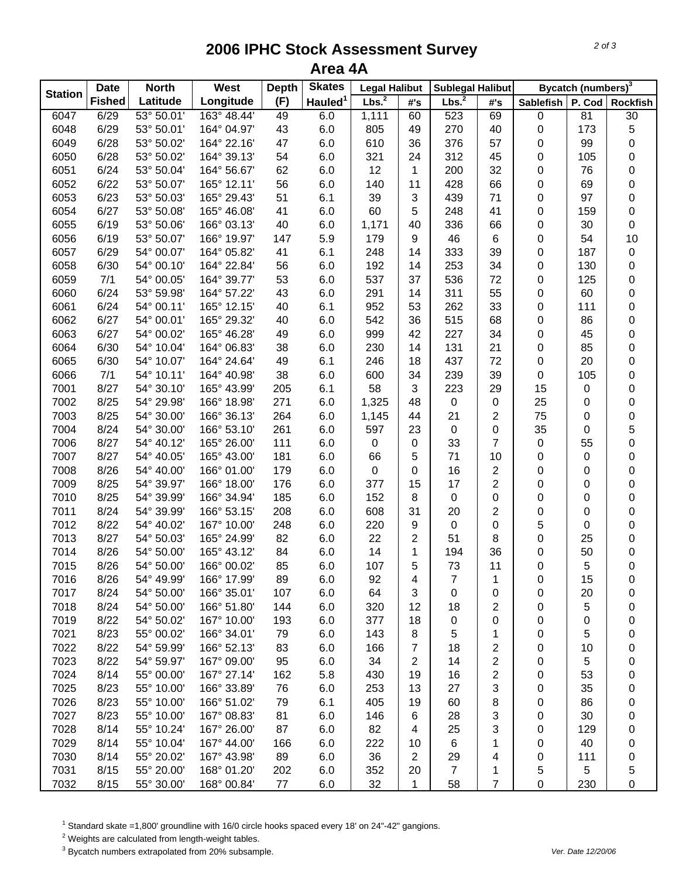# 2006 IPHC Stock Assessment Survey

## Area 4A

| Station | Date Fished | North Latitude | West Longitude | Depth (F) | Skates Hauled[1] | Legal Halibut Lbs.[2] | Legal Halibut #'s | Sublegal Halibut Lbs.[2] | Sublegal Halibut #'s | Bycatch (numbers)[3] Sablefish | P. Cod | Rockfish |
|---|---|---|---|---|---|---|---|---|---|---|---|---|
| 6047 | 6/29 | 53° 50.01' | 163° 48.44' | 49 | 6.0 | 1,111 | 60 | 523 | 69 | 0 | 81 | 30 |
| 6048 | 6/29 | 53° 50.01' | 164° 04.97' | 43 | 6.0 | 805 | 49 | 270 | 40 | 0 | 173 | 5 |
| 6049 | 6/28 | 53° 50.02' | 164° 22.16' | 47 | 6.0 | 610 | 36 | 376 | 57 | 0 | 99 | 0 |
| 6050 | 6/28 | 53° 50.02' | 164° 39.13' | 54 | 6.0 | 321 | 24 | 312 | 45 | 0 | 105 | 0 |
| 6051 | 6/24 | 53° 50.04' | 164° 56.67' | 62 | 6.0 | 12 | 1 | 200 | 32 | 0 | 76 | 0 |
| 6052 | 6/22 | 53° 50.07' | 165° 12.11' | 56 | 6.0 | 140 | 11 | 428 | 66 | 0 | 69 | 0 |
| 6053 | 6/23 | 53° 50.03' | 165° 29.43' | 51 | 6.1 | 39 | 3 | 439 | 71 | 0 | 97 | 0 |
| 6054 | 6/27 | 53° 50.08' | 165° 46.08' | 41 | 6.0 | 60 | 5 | 248 | 41 | 0 | 159 | 0 |
| 6055 | 6/19 | 53° 50.06' | 166° 03.13' | 40 | 6.0 | 1,171 | 40 | 336 | 66 | 0 | 30 | 0 |
| 6056 | 6/19 | 53° 50.07' | 166° 19.97' | 147 | 5.9 | 179 | 9 | 46 | 6 | 0 | 54 | 10 |
| 6057 | 6/29 | 54° 00.07' | 164° 05.82' | 41 | 6.1 | 248 | 14 | 333 | 39 | 0 | 187 | 0 |
| 6058 | 6/30 | 54° 00.10' | 164° 22.84' | 56 | 6.0 | 192 | 14 | 253 | 34 | 0 | 130 | 0 |
| 6059 | 7/1 | 54° 00.05' | 164° 39.77' | 53 | 6.0 | 537 | 37 | 536 | 72 | 0 | 125 | 0 |
| 6060 | 6/24 | 53° 59.98' | 164° 57.22' | 43 | 6.0 | 291 | 14 | 311 | 55 | 0 | 60 | 0 |
| 6061 | 6/24 | 54° 00.11' | 165° 12.15' | 40 | 6.1 | 952 | 53 | 262 | 33 | 0 | 111 | 0 |
| 6062 | 6/27 | 54° 00.01' | 165° 29.32' | 40 | 6.0 | 542 | 36 | 515 | 68 | 0 | 86 | 0 |
| 6063 | 6/27 | 54° 00.02' | 165° 46.28' | 49 | 6.0 | 999 | 42 | 227 | 34 | 0 | 45 | 0 |
| 6064 | 6/30 | 54° 10.04' | 164° 06.83' | 38 | 6.0 | 230 | 14 | 131 | 21 | 0 | 85 | 0 |
| 6065 | 6/30 | 54° 10.07' | 164° 24.64' | 49 | 6.1 | 246 | 18 | 437 | 72 | 0 | 20 | 0 |
| 6066 | 7/1 | 54° 10.11' | 164° 40.98' | 38 | 6.0 | 600 | 34 | 239 | 39 | 0 | 105 | 0 |
| 7001 | 8/27 | 54° 30.10' | 165° 43.99' | 205 | 6.1 | 58 | 3 | 223 | 29 | 15 | 0 | 0 |
| 7002 | 8/25 | 54° 29.98' | 166° 18.98' | 271 | 6.0 | 1,325 | 48 | 0 | 0 | 25 | 0 | 0 |
| 7003 | 8/25 | 54° 30.00' | 166° 36.13' | 264 | 6.0 | 1,145 | 44 | 21 | 2 | 75 | 0 | 0 |
| 7004 | 8/24 | 54° 30.00' | 166° 53.10' | 261 | 6.0 | 597 | 23 | 0 | 0 | 35 | 0 | 5 |
| 7006 | 8/27 | 54° 40.12' | 165° 26.00' | 111 | 6.0 | 0 | 0 | 33 | 7 | 0 | 55 | 0 |
| 7007 | 8/27 | 54° 40.05' | 165° 43.00' | 181 | 6.0 | 66 | 5 | 71 | 10 | 0 | 0 | 0 |
| 7008 | 8/26 | 54° 40.00' | 166° 01.00' | 179 | 6.0 | 0 | 0 | 16 | 2 | 0 | 0 | 0 |
| 7009 | 8/25 | 54° 39.97' | 166° 18.00' | 176 | 6.0 | 377 | 15 | 17 | 2 | 0 | 0 | 0 |
| 7010 | 8/25 | 54° 39.99' | 166° 34.94' | 185 | 6.0 | 152 | 8 | 0 | 0 | 0 | 0 | 0 |
| 7011 | 8/24 | 54° 39.99' | 166° 53.15' | 208 | 6.0 | 608 | 31 | 20 | 2 | 0 | 0 | 0 |
| 7012 | 8/22 | 54° 40.02' | 167° 10.00' | 248 | 6.0 | 220 | 9 | 0 | 0 | 5 | 0 | 0 |
| 7013 | 8/27 | 54° 50.03' | 165° 24.99' | 82 | 6.0 | 22 | 2 | 51 | 8 | 0 | 25 | 0 |
| 7014 | 8/26 | 54° 50.00' | 165° 43.12' | 84 | 6.0 | 14 | 1 | 194 | 36 | 0 | 50 | 0 |
| 7015 | 8/26 | 54° 50.00' | 166° 00.02' | 85 | 6.0 | 107 | 5 | 73 | 11 | 0 | 5 | 0 |
| 7016 | 8/26 | 54° 49.99' | 166° 17.99' | 89 | 6.0 | 92 | 4 | 7 | 1 | 0 | 15 | 0 |
| 7017 | 8/24 | 54° 50.00' | 166° 35.01' | 107 | 6.0 | 64 | 3 | 0 | 0 | 0 | 20 | 0 |
| 7018 | 8/24 | 54° 50.00' | 166° 51.80' | 144 | 6.0 | 320 | 12 | 18 | 2 | 0 | 5 | 0 |
| 7019 | 8/22 | 54° 50.02' | 167° 10.00' | 193 | 6.0 | 377 | 18 | 0 | 0 | 0 | 0 | 0 |
| 7021 | 8/23 | 55° 00.02' | 166° 34.01' | 79 | 6.0 | 143 | 8 | 5 | 1 | 0 | 5 | 0 |
| 7022 | 8/22 | 54° 59.99' | 166° 52.13' | 83 | 6.0 | 166 | 7 | 18 | 2 | 0 | 10 | 0 |
| 7023 | 8/22 | 54° 59.97' | 167° 09.00' | 95 | 6.0 | 34 | 2 | 14 | 2 | 0 | 5 | 0 |
| 7024 | 8/14 | 55° 00.00' | 167° 27.14' | 162 | 5.8 | 430 | 19 | 16 | 2 | 0 | 53 | 0 |
| 7025 | 8/23 | 55° 10.00' | 166° 33.89' | 76 | 6.0 | 253 | 13 | 27 | 3 | 0 | 35 | 0 |
| 7026 | 8/23 | 55° 10.00' | 166° 51.02' | 79 | 6.1 | 405 | 19 | 60 | 8 | 0 | 86 | 0 |
| 7027 | 8/23 | 55° 10.00' | 167° 08.83' | 81 | 6.0 | 146 | 6 | 28 | 3 | 0 | 30 | 0 |
| 7028 | 8/14 | 55° 10.24' | 167° 26.00' | 87 | 6.0 | 82 | 4 | 25 | 3 | 0 | 129 | 0 |
| 7029 | 8/14 | 55° 10.04' | 167° 44.00' | 166 | 6.0 | 222 | 10 | 6 | 1 | 0 | 40 | 0 |
| 7030 | 8/14 | 55° 20.02' | 167° 43.98' | 89 | 6.0 | 36 | 2 | 29 | 4 | 0 | 111 | 0 |
| 7031 | 8/15 | 55° 20.00' | 168° 01.20' | 202 | 6.0 | 352 | 20 | 7 | 1 | 5 | 5 | 5 |
| 7032 | 8/15 | 55° 30.00' | 168° 00.84' | 77 | 6.0 | 32 | 1 | 58 | 7 | 0 | 230 | 0 |

[1] Standard skate =1,800' groundline with 16/0 circle hooks spaced every 18' on 24"-42" gangions.

[2] Weights are calculated from length-weight tables.

[3] Bycatch numbers extrapolated from 20% subsample.

*Ver. Date 12/20/06*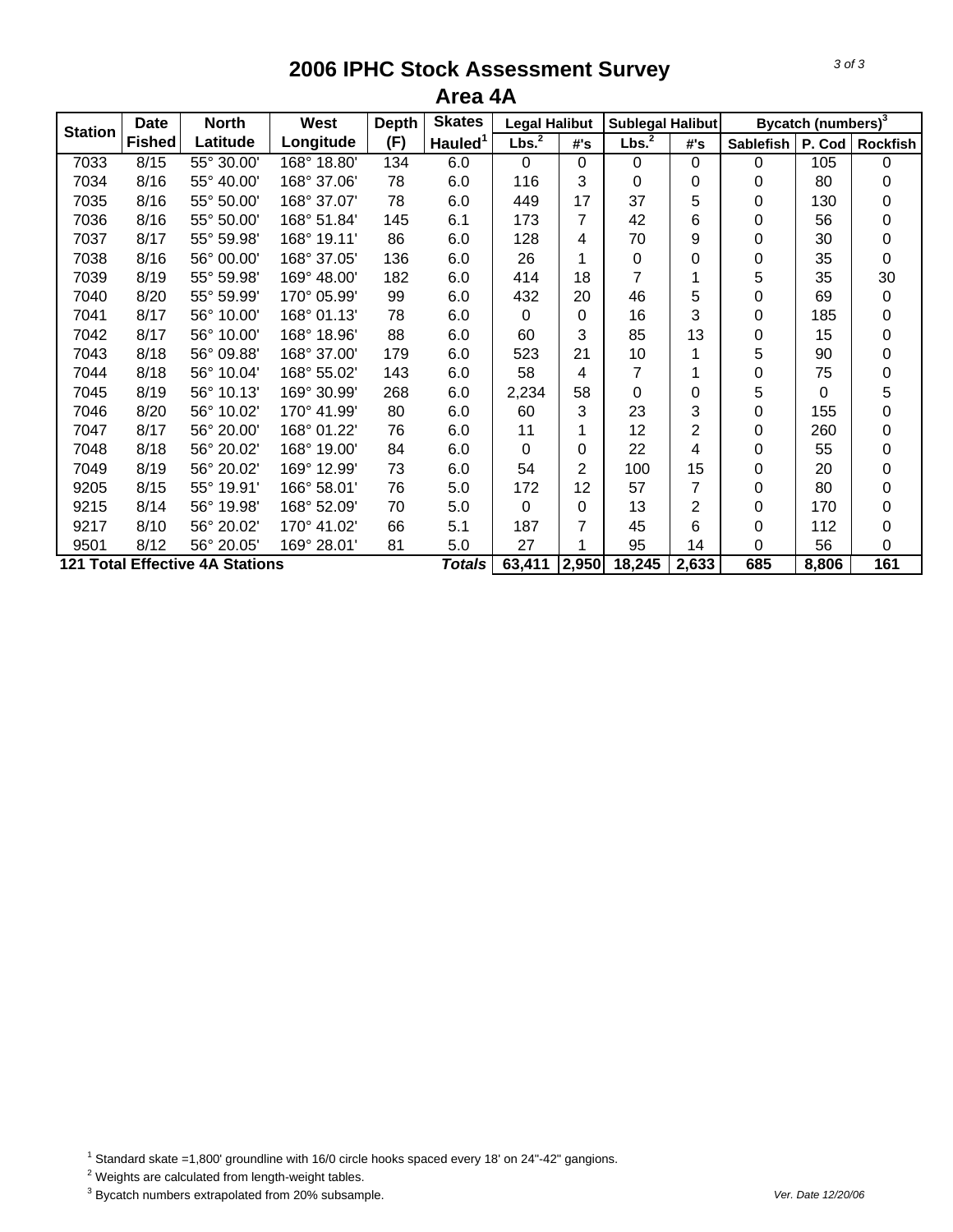# 2006 IPHC Stock Assessment Survey
## Area 4A

| Station | Date Fished | North Latitude | West Longitude | Depth (F) | Skates Hauled[1] | Legal Halibut | | Sublegal Halibut | | Bycatch (numbers)[3] | | |
|---|---|---|---|---|---|---|---|---|---|---|---|---|
| | | | | | | Lbs.[2] | #'s | Lbs.[2] | #'s | Sablefish | P. Cod | Rockfish |
| 7033 | 8/15 | 55° 30.00' | 168° 18.80' | 134 | 6.0 | 0 | 0 | 0 | 0 | 0 | 105 | 0 |
| 7034 | 8/16 | 55° 40.00' | 168° 37.06' | 78 | 6.0 | 116 | 3 | 0 | 0 | 0 | 80 | 0 |
| 7035 | 8/16 | 55° 50.00' | 168° 37.07' | 78 | 6.0 | 449 | 17 | 37 | 5 | 0 | 130 | 0 |
| 7036 | 8/16 | 55° 50.00' | 168° 51.84' | 145 | 6.1 | 173 | 7 | 42 | 6 | 0 | 56 | 0 |
| 7037 | 8/17 | 55° 59.98' | 168° 19.11' | 86 | 6.0 | 128 | 4 | 70 | 9 | 0 | 30 | 0 |
| 7038 | 8/16 | 56° 00.00' | 168° 37.05' | 136 | 6.0 | 26 | 1 | 0 | 0 | 0 | 35 | 0 |
| 7039 | 8/19 | 55° 59.98' | 169° 48.00' | 182 | 6.0 | 414 | 18 | 7 | 1 | 5 | 35 | 30 |
| 7040 | 8/20 | 55° 59.99' | 170° 05.99' | 99 | 6.0 | 432 | 20 | 46 | 5 | 0 | 69 | 0 |
| 7041 | 8/17 | 56° 10.00' | 168° 01.13' | 78 | 6.0 | 0 | 0 | 16 | 3 | 0 | 185 | 0 |
| 7042 | 8/17 | 56° 10.00' | 168° 18.96' | 88 | 6.0 | 60 | 3 | 85 | 13 | 0 | 15 | 0 |
| 7043 | 8/18 | 56° 09.88' | 168° 37.00' | 179 | 6.0 | 523 | 21 | 10 | 1 | 5 | 90 | 0 |
| 7044 | 8/18 | 56° 10.04' | 168° 55.02' | 143 | 6.0 | 58 | 4 | 7 | 1 | 0 | 75 | 0 |
| 7045 | 8/19 | 56° 10.13' | 169° 30.99' | 268 | 6.0 | 2,234 | 58 | 0 | 0 | 5 | 0 | 5 |
| 7046 | 8/20 | 56° 10.02' | 170° 41.99' | 80 | 6.0 | 60 | 3 | 23 | 3 | 0 | 155 | 0 |
| 7047 | 8/17 | 56° 20.00' | 168° 01.22' | 76 | 6.0 | 11 | 1 | 12 | 2 | 0 | 260 | 0 |
| 7048 | 8/18 | 56° 20.02' | 168° 19.00' | 84 | 6.0 | 0 | 0 | 22 | 4 | 0 | 55 | 0 |
| 7049 | 8/19 | 56° 20.02' | 169° 12.99' | 73 | 6.0 | 54 | 2 | 100 | 15 | 0 | 20 | 0 |
| 9205 | 8/15 | 55° 19.91' | 166° 58.01' | 76 | 5.0 | 172 | 12 | 57 | 7 | 0 | 80 | 0 |
| 9215 | 8/14 | 56° 19.98' | 168° 52.09' | 70 | 5.0 | 0 | 0 | 13 | 2 | 0 | 170 | 0 |
| 9217 | 8/10 | 56° 20.02' | 170° 41.02' | 66 | 5.1 | 187 | 7 | 45 | 6 | 0 | 112 | 0 |
| 9501 | 8/12 | 56° 20.05' | 169° 28.01' | 81 | 5.0 | 27 | 1 | 95 | 14 | 0 | 56 | 0 |
| **121 Total Effective 4A Stations** | | | | | ***Totals*** | **63,411** | **2,950** | **18,245** | **2,633** | **685** | **8,806** | **161** |

[1] Standard skate =1,800' groundline with 16/0 circle hooks spaced every 18' on 24"-42" gangions.

[2] Weights are calculated from length-weight tables.

[3] Bycatch numbers extrapolated from 20% subsample.

*Ver. Date 12/20/06*